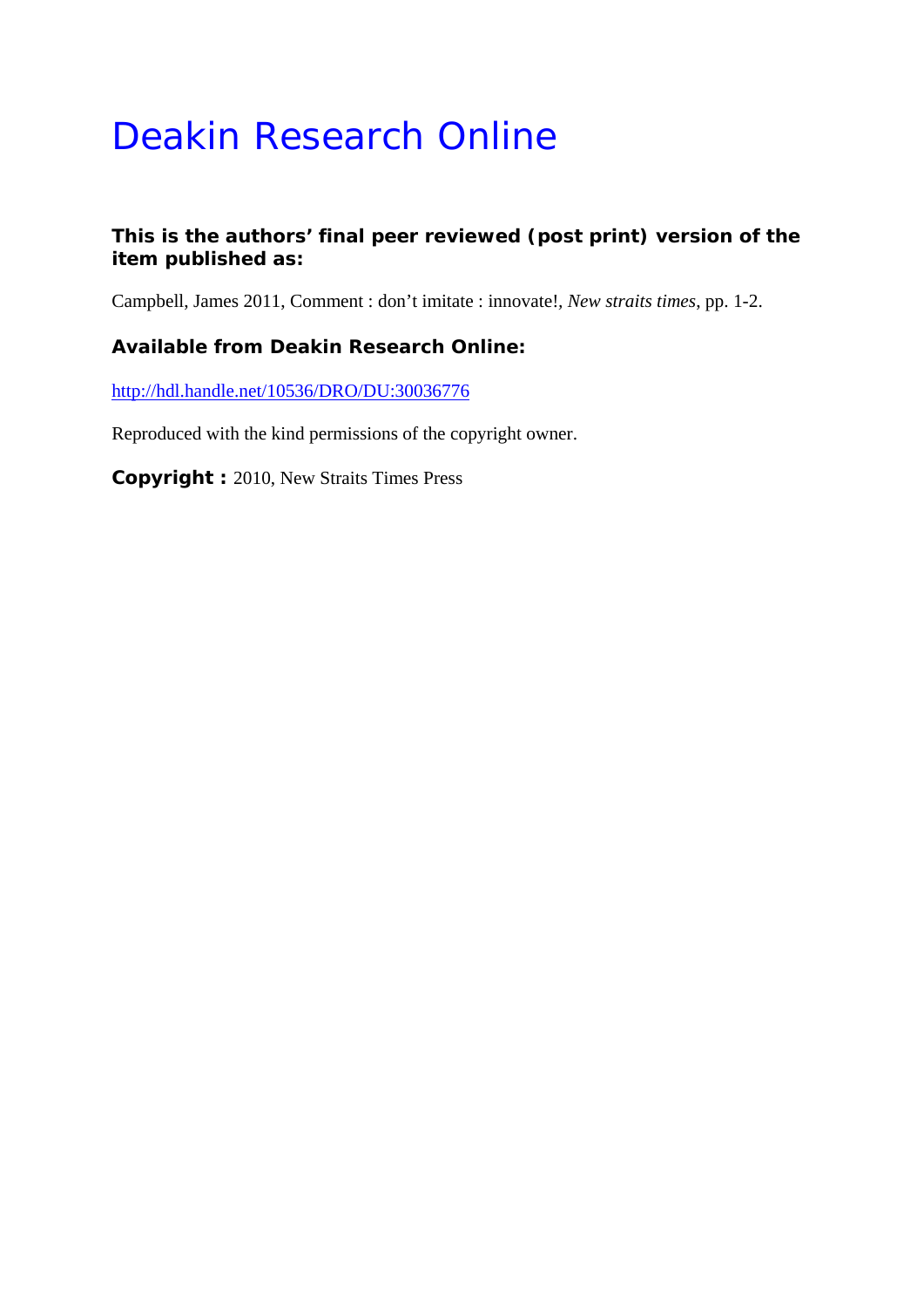# Deakin Research Online

**This is the authors' final peer reviewed (post print) version of the item published as:**

Campbell, James 2011, Comment : don't imitate : innovate!, *New straits times*, pp. 1-2.

**Available from Deakin Research Online:**

http://hdl.handle.net/10536/DRO/DU:30036776

Reproduced with the kind permissions of the copyright owner.

**Copyright :** 2010, New Straits Times Press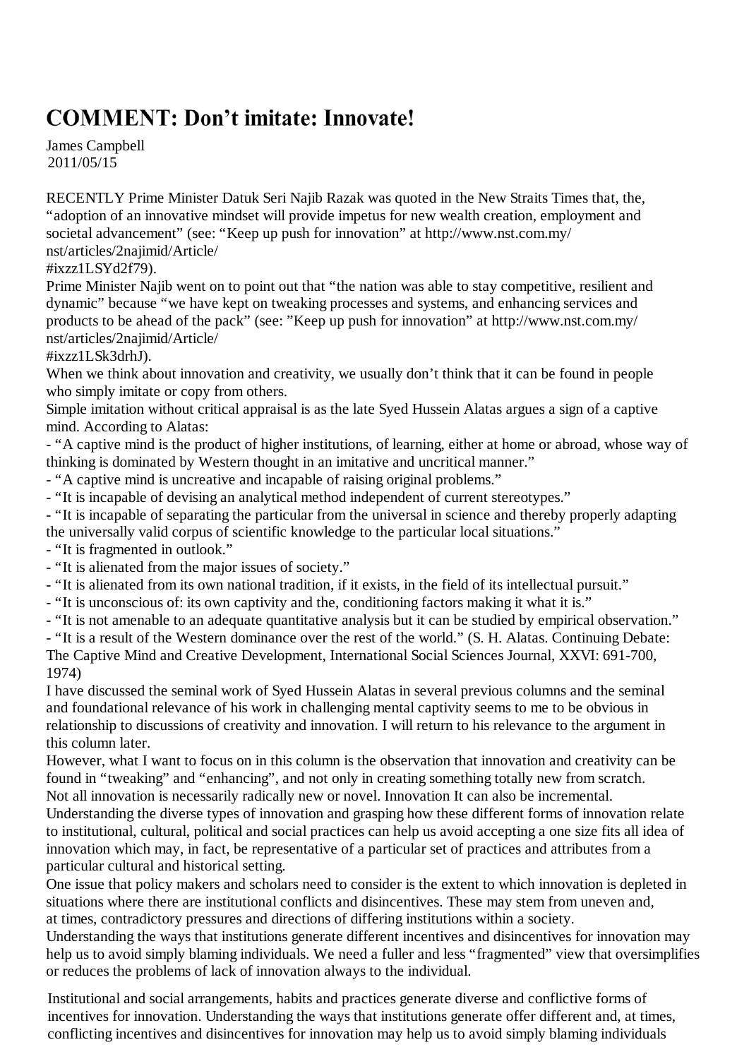# COMMENT: Don't imitate: Innovate!

James Campbell
2011/05/15

RECENTLY Prime Minister Datuk Seri Najib Razak was quoted in the New Straits Times that, the, "adoption of an innovative mindset will provide impetus for new wealth creation, employment and societal advancement" (see: "Keep up push for innovation" at http://www.nst.com.my/nst/articles/2najimid/Article/#ixzz1LSYd2f79).

Prime Minister Najib went on to point out that "the nation was able to stay competitive, resilient and dynamic" because "we have kept on tweaking processes and systems, and enhancing services and products to be ahead of the pack" (see: "Keep up push for innovation" at http://www.nst.com.my/nst/articles/2najimid/Article/#ixzz1LSk3drhJ).

When we think about innovation and creativity, we usually don't think that it can be found in people who simply imitate or copy from others.

Simple imitation without critical appraisal is as the late Syed Hussein Alatas argues a sign of a captive mind. According to Alatas:

- "A captive mind is the product of higher institutions, of learning, either at home or abroad, whose way of thinking is dominated by Western thought in an imitative and uncritical manner."
- "A captive mind is uncreative and incapable of raising original problems."
- "It is incapable of devising an analytical method independent of current stereotypes."
- "It is incapable of separating the particular from the universal in science and thereby properly adapting the universally valid corpus of scientific knowledge to the particular local situations."
- "It is fragmented in outlook."
- "It is alienated from the major issues of society."
- "It is alienated from its own national tradition, if it exists, in the field of its intellectual pursuit."
- "It is unconscious of: its own captivity and the, conditioning factors making it what it is."
- "It is not amenable to an adequate quantitative analysis but it can be studied by empirical observation."
- "It is a result of the Western dominance over the rest of the world." (S. H. Alatas. Continuing Debate: The Captive Mind and Creative Development, International Social Sciences Journal, XXVI: 691-700, 1974)

I have discussed the seminal work of Syed Hussein Alatas in several previous columns and the seminal and foundational relevance of his work in challenging mental captivity seems to me to be obvious in relationship to discussions of creativity and innovation. I will return to his relevance to the argument in this column later.

However, what I want to focus on in this column is the observation that innovation and creativity can be found in "tweaking" and "enhancing", and not only in creating something totally new from scratch.

Not all innovation is necessarily radically new or novel. Innovation It can also be incremental.

Understanding the diverse types of innovation and grasping how these different forms of innovation relate to institutional, cultural, political and social practices can help us avoid accepting a one size fits all idea of innovation which may, in fact, be representative of a particular set of practices and attributes from a particular cultural and historical setting.

One issue that policy makers and scholars need to consider is the extent to which innovation is depleted in situations where there are institutional conflicts and disincentives. These may stem from uneven and, at times, contradictory pressures and directions of differing institutions within a society.

Understanding the ways that institutions generate different incentives and disincentives for innovation may help us to avoid simply blaming individuals. We need a fuller and less "fragmented" view that oversimplifies or reduces the problems of lack of innovation always to the individual.

Institutional and social arrangements, habits and practices generate diverse and conflictive forms of incentives for innovation. Understanding the ways that institutions generate offer different and, at times, conflicting incentives and disincentives for innovation may help us to avoid simply blaming individuals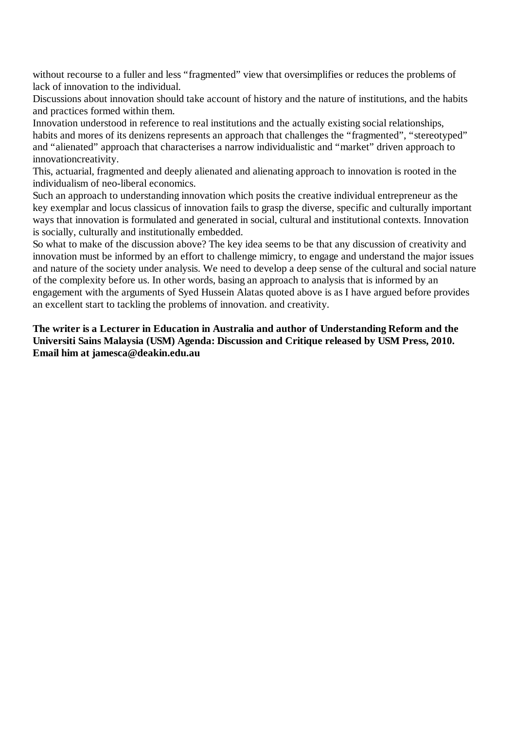without recourse to a fuller and less "fragmented" view that oversimplifies or reduces the problems of lack of innovation to the individual.

Discussions about innovation should take account of history and the nature of institutions, and the habits and practices formed within them.

Innovation understood in reference to real institutions and the actually existing social relationships, habits and mores of its denizens represents an approach that challenges the "fragmented", "stereotyped" and "alienated" approach that characterises a narrow individualistic and "market" driven approach to innovationcreativity.

This, actuarial, fragmented and deeply alienated and alienating approach to innovation is rooted in the individualism of neo-liberal economics.

Such an approach to understanding innovation which posits the creative individual entrepreneur as the key exemplar and locus classicus of innovation fails to grasp the diverse, specific and culturally important ways that innovation is formulated and generated in social, cultural and institutional contexts. Innovation is socially, culturally and institutionally embedded.

So what to make of the discussion above? The key idea seems to be that any discussion of creativity and innovation must be informed by an effort to challenge mimicry, to engage and understand the major issues and nature of the society under analysis. We need to develop a deep sense of the cultural and social nature of the complexity before us. In other words, basing an approach to analysis that is informed by an engagement with the arguments of Syed Hussein Alatas quoted above is as I have argued before provides an excellent start to tackling the problems of innovation. and creativity.

**The writer is a Lecturer in Education in Australia and author of Understanding Reform and the Universiti Sains Malaysia (USM) Agenda: Discussion and Critique released by USM Press, 2010. Email him at jamesca@deakin.edu.au**